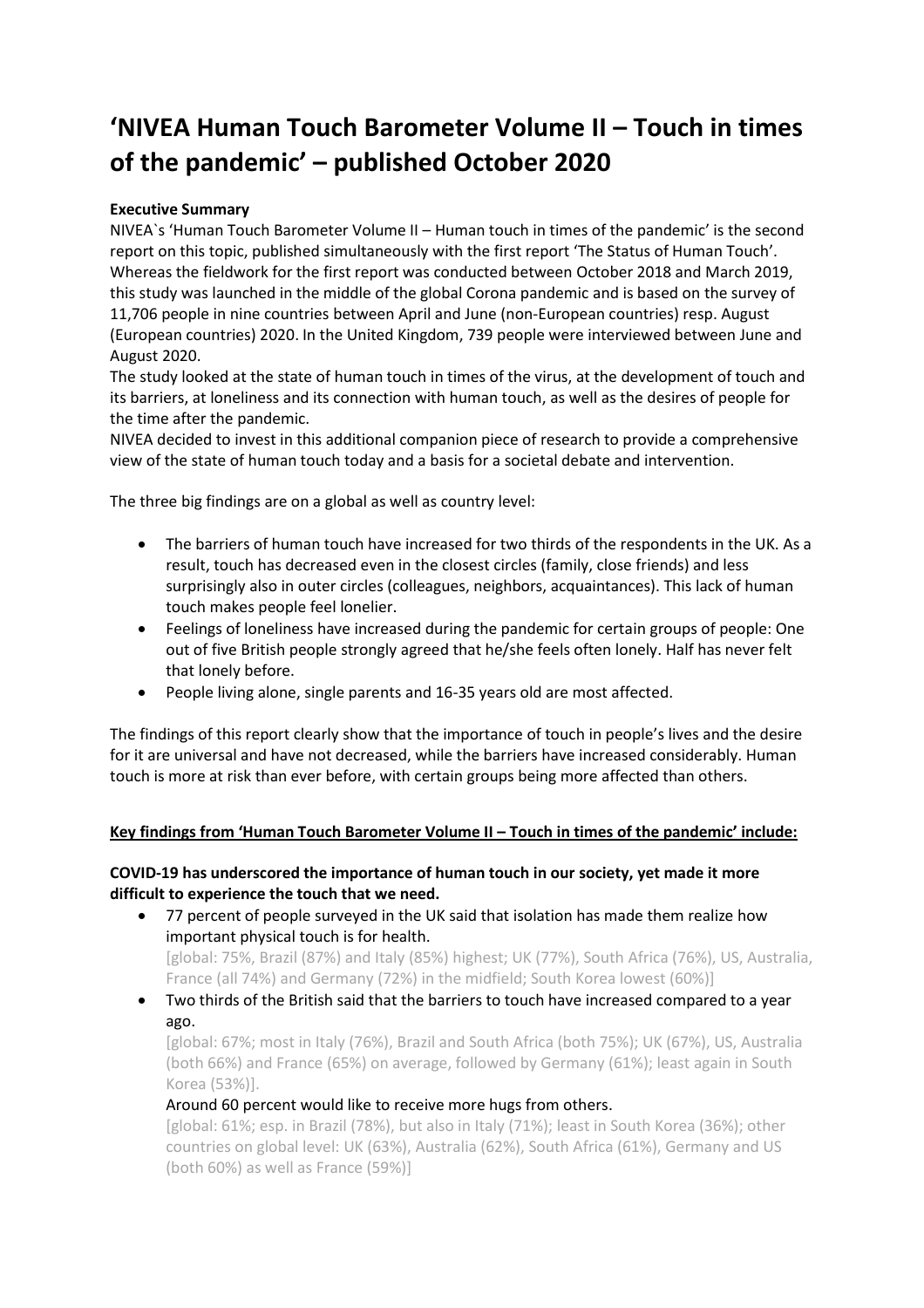# 'NIVEA Human Touch Barometer Volume II – Touch in times of the pandemic' – published October 2020

**Executive Summary**

NIVEA`s 'Human Touch Barometer Volume II – Human touch in times of the pandemic' is the second report on this topic, published simultaneously with the first report 'The Status of Human Touch'. Whereas the fieldwork for the first report was conducted between October 2018 and March 2019, this study was launched in the middle of the global Corona pandemic and is based on the survey of 11,706 people in nine countries between April and June (non-European countries) resp. August (European countries) 2020. In the United Kingdom, 739 people were interviewed between June and August 2020.

The study looked at the state of human touch in times of the virus, at the development of touch and its barriers, at loneliness and its connection with human touch, as well as the desires of people for the time after the pandemic.

NIVEA decided to invest in this additional companion piece of research to provide a comprehensive view of the state of human touch today and a basis for a societal debate and intervention.

The three big findings are on a global as well as country level:

- The barriers of human touch have increased for two thirds of the respondents in the UK. As a result, touch has decreased even in the closest circles (family, close friends) and less surprisingly also in outer circles (colleagues, neighbors, acquaintances). This lack of human touch makes people feel lonelier.
- Feelings of loneliness have increased during the pandemic for certain groups of people: One out of five British people strongly agreed that he/she feels often lonely. Half has never felt that lonely before.
- People living alone, single parents and 16-35 years old are most affected.

The findings of this report clearly show that the importance of touch in people's lives and the desire for it are universal and have not decreased, while the barriers have increased considerably. Human touch is more at risk than ever before, with certain groups being more affected than others.

**Key findings from 'Human Touch Barometer Volume II – Touch in times of the pandemic' include:**

**COVID-19 has underscored the importance of human touch in our society, yet made it more difficult to experience the touch that we need.**

- 77 percent of people surveyed in the UK said that isolation has made them realize how important physical touch is for health.
  [global: 75%, Brazil (87%) and Italy (85%) highest; UK (77%), South Africa (76%), US, Australia, France (all 74%) and Germany (72%) in the midfield; South Korea lowest (60%)]
- Two thirds of the British said that the barriers to touch have increased compared to a year ago.
  [global: 67%; most in Italy (76%), Brazil and South Africa (both 75%); UK (67%), US, Australia (both 66%) and France (65%) on average, followed by Germany (61%); least again in South Korea (53%)].
  Around 60 percent would like to receive more hugs from others.
  [global: 61%; esp. in Brazil (78%), but also in Italy (71%); least in South Korea (36%); other countries on global level: UK (63%), Australia (62%), South Africa (61%), Germany and US (both 60%) as well as France (59%)]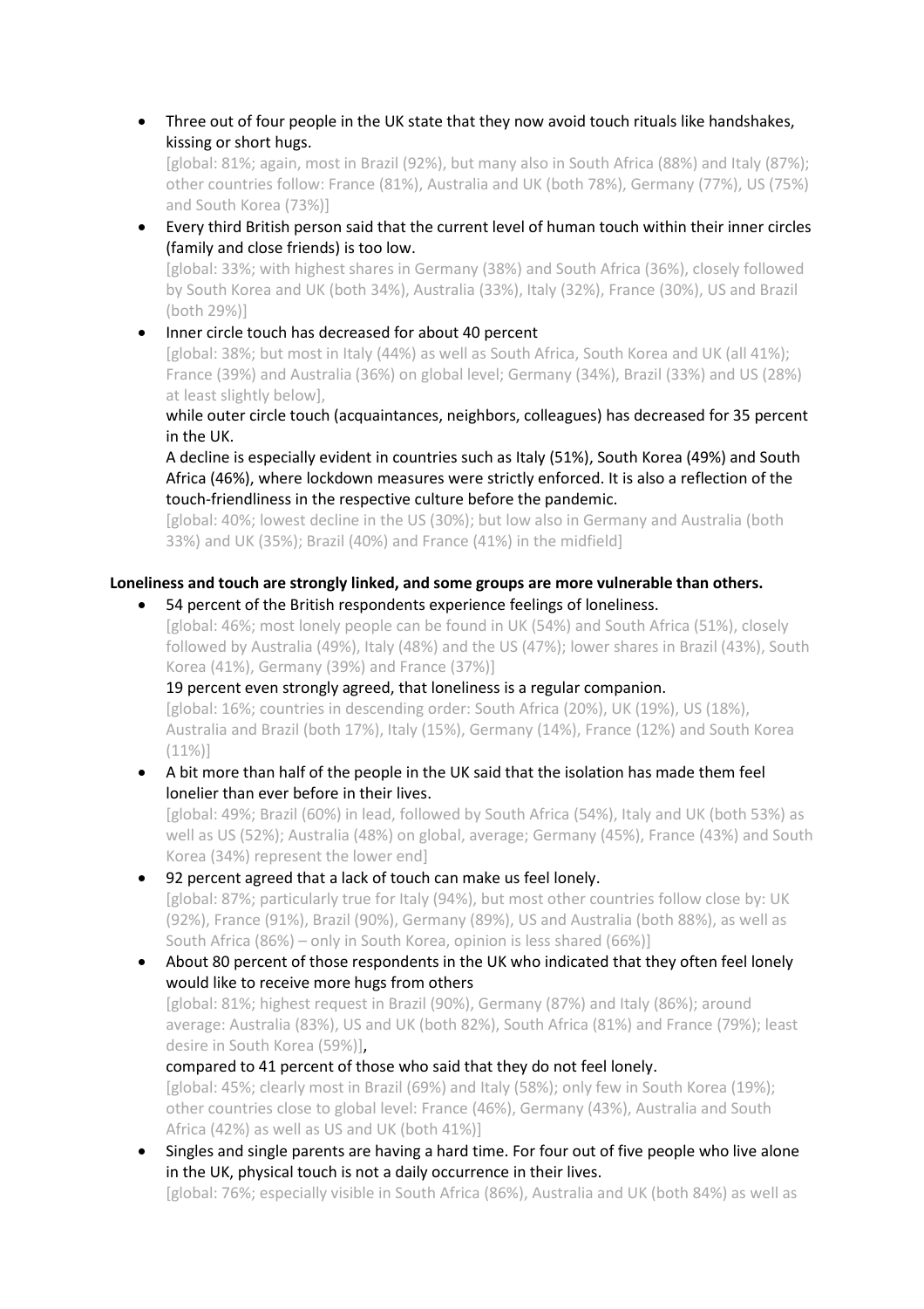- Three out of four people in the UK state that they now avoid touch rituals like handshakes, kissing or short hugs.
  [global: 81%; again, most in Brazil (92%), but many also in South Africa (88%) and Italy (87%); other countries follow: France (81%), Australia and UK (both 78%), Germany (77%), US (75%) and South Korea (73%)]
- Every third British person said that the current level of human touch within their inner circles (family and close friends) is too low.
  [global: 33%; with highest shares in Germany (38%) and South Africa (36%), closely followed by South Korea and UK (both 34%), Australia (33%), Italy (32%), France (30%), US and Brazil (both 29%)]
- Inner circle touch has decreased for about 40 percent
  [global: 38%; but most in Italy (44%) as well as South Africa, South Korea and UK (all 41%); France (39%) and Australia (36%) on global level; Germany (34%), Brazil (33%) and US (28%) at least slightly below],
  while outer circle touch (acquaintances, neighbors, colleagues) has decreased for 35 percent in the UK.
  A decline is especially evident in countries such as Italy (51%), South Korea (49%) and South Africa (46%), where lockdown measures were strictly enforced. It is also a reflection of the touch-friendliness in the respective culture before the pandemic.
  [global: 40%; lowest decline in the US (30%); but low also in Germany and Australia (both 33%) and UK (35%); Brazil (40%) and France (41%) in the midfield]

**Loneliness and touch are strongly linked, and some groups are more vulnerable than others.**

- 54 percent of the British respondents experience feelings of loneliness.
  [global: 46%; most lonely people can be found in UK (54%) and South Africa (51%), closely followed by Australia (49%), Italy (48%) and the US (47%); lower shares in Brazil (43%), South Korea (41%), Germany (39%) and France (37%)]
  19 percent even strongly agreed, that loneliness is a regular companion.
  [global: 16%; countries in descending order: South Africa (20%), UK (19%), US (18%), Australia and Brazil (both 17%), Italy (15%), Germany (14%), France (12%) and South Korea (11%)]
- A bit more than half of the people in the UK said that the isolation has made them feel lonelier than ever before in their lives.
  [global: 49%; Brazil (60%) in lead, followed by South Africa (54%), Italy and UK (both 53%) as well as US (52%); Australia (48%) on global, average; Germany (45%), France (43%) and South Korea (34%) represent the lower end]
- 92 percent agreed that a lack of touch can make us feel lonely.
  [global: 87%; particularly true for Italy (94%), but most other countries follow close by: UK (92%), France (91%), Brazil (90%), Germany (89%), US and Australia (both 88%), as well as South Africa (86%) – only in South Korea, opinion is less shared (66%)]
- About 80 percent of those respondents in the UK who indicated that they often feel lonely would like to receive more hugs from others
  [global: 81%; highest request in Brazil (90%), Germany (87%) and Italy (86%); around average: Australia (83%), US and UK (both 82%), South Africa (81%) and France (79%); least desire in South Korea (59%)],
  compared to 41 percent of those who said that they do not feel lonely.
  [global: 45%; clearly most in Brazil (69%) and Italy (58%); only few in South Korea (19%); other countries close to global level: France (46%), Germany (43%), Australia and South Africa (42%) as well as US and UK (both 41%)]
- Singles and single parents are having a hard time. For four out of five people who live alone in the UK, physical touch is not a daily occurrence in their lives.
  [global: 76%; especially visible in South Africa (86%), Australia and UK (both 84%) as well as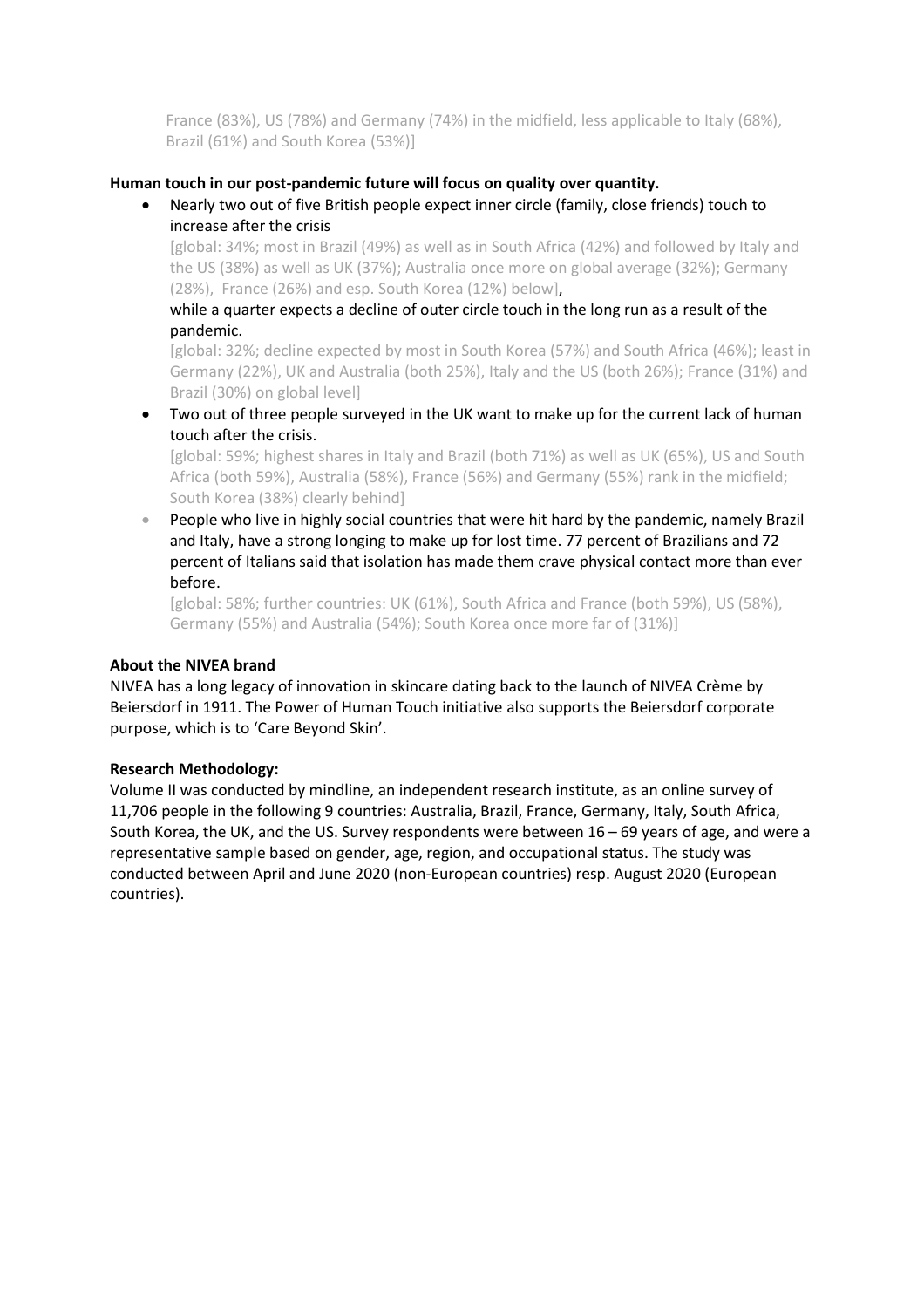France (83%), US (78%) and Germany (74%) in the midfield, less applicable to Italy (68%), Brazil (61%) and South Korea (53%)]

**Human touch in our post-pandemic future will focus on quality over quantity.**

- Nearly two out of five British people expect inner circle (family, close friends) touch to increase after the crisis
  [global: 34%; most in Brazil (49%) as well as in South Africa (42%) and followed by Italy and the US (38%) as well as UK (37%); Australia once more on global average (32%); Germany (28%), France (26%) and esp. South Korea (12%) below],
  while a quarter expects a decline of outer circle touch in the long run as a result of the pandemic.
  [global: 32%; decline expected by most in South Korea (57%) and South Africa (46%); least in Germany (22%), UK and Australia (both 25%), Italy and the US (both 26%); France (31%) and Brazil (30%) on global level]
- Two out of three people surveyed in the UK want to make up for the current lack of human touch after the crisis.
  [global: 59%; highest shares in Italy and Brazil (both 71%) as well as UK (65%), US and South Africa (both 59%), Australia (58%), France (56%) and Germany (55%) rank in the midfield; South Korea (38%) clearly behind]
- People who live in highly social countries that were hit hard by the pandemic, namely Brazil and Italy, have a strong longing to make up for lost time. 77 percent of Brazilians and 72 percent of Italians said that isolation has made them crave physical contact more than ever before.
  [global: 58%; further countries: UK (61%), South Africa and France (both 59%), US (58%), Germany (55%) and Australia (54%); South Korea once more far of (31%)]

**About the NIVEA brand**

NIVEA has a long legacy of innovation in skincare dating back to the launch of NIVEA Crème by Beiersdorf in 1911. The Power of Human Touch initiative also supports the Beiersdorf corporate purpose, which is to 'Care Beyond Skin'.

**Research Methodology:**

Volume II was conducted by mindline, an independent research institute, as an online survey of 11,706 people in the following 9 countries: Australia, Brazil, France, Germany, Italy, South Africa, South Korea, the UK, and the US. Survey respondents were between 16 – 69 years of age, and were a representative sample based on gender, age, region, and occupational status. The study was conducted between April and June 2020 (non-European countries) resp. August 2020 (European countries).